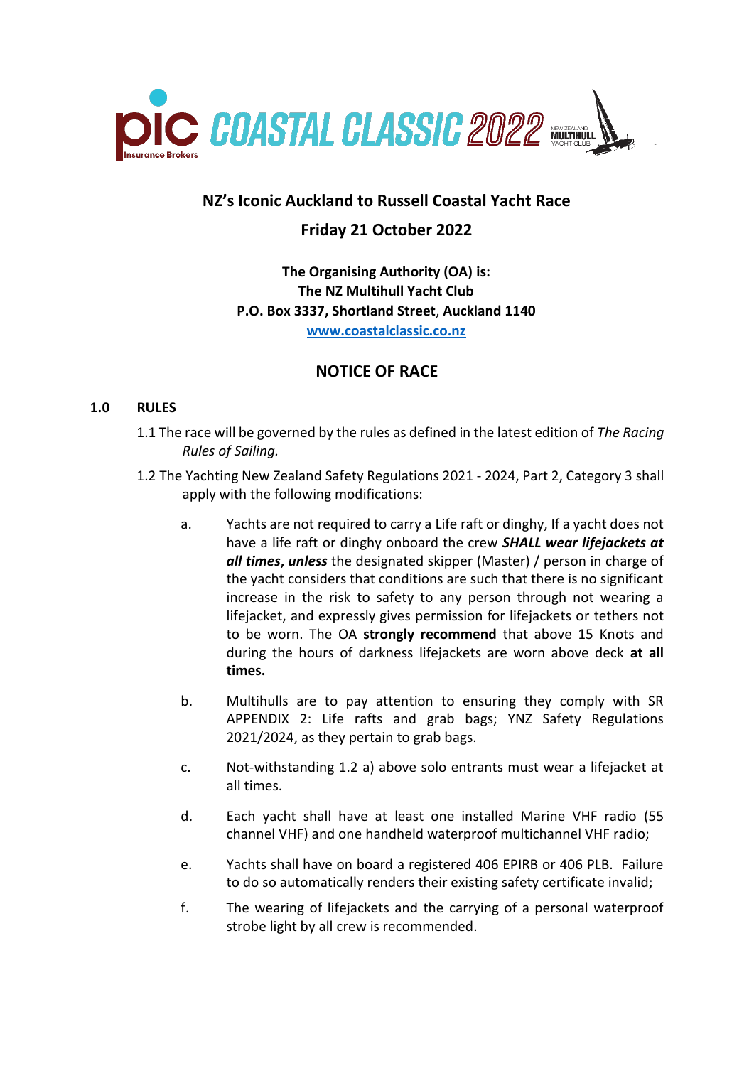# PIC COASTAL CLASSIC 2022

**NZ's Iconic Auckland to Russell Coastal Yacht Race**

**Friday 21 October 2022**

**The Organising Authority (OA) is:**
**The NZ Multihull Yacht Club**
**P.O. Box 3337, Shortland Street, Auckland 1140**
**www.coastalclassic.co.nz**

## NOTICE OF RACE

### 1.0 RULES

1.1 The race will be governed by the rules as defined in the latest edition of *The Racing Rules of Sailing.*

1.2 The Yachting New Zealand Safety Regulations 2021 - 2024, Part 2, Category 3 shall apply with the following modifications:

a. Yachts are not required to carry a Life raft or dinghy, If a yacht does not have a life raft or dinghy onboard the crew ***SHALL wear lifejackets at all times***, ***unless*** the designated skipper (Master) / person in charge of the yacht considers that conditions are such that there is no significant increase in the risk to safety to any person through not wearing a lifejacket, and expressly gives permission for lifejackets or tethers not to be worn. The OA **strongly recommend** that above 15 Knots and during the hours of darkness lifejackets are worn above deck **at all times.**

b. Multihulls are to pay attention to ensuring they comply with SR APPENDIX 2: Life rafts and grab bags; YNZ Safety Regulations 2021/2024, as they pertain to grab bags.

c. Not-withstanding 1.2 a) above solo entrants must wear a lifejacket at all times.

d. Each yacht shall have at least one installed Marine VHF radio (55 channel VHF) and one handheld waterproof multichannel VHF radio;

e. Yachts shall have on board a registered 406 EPIRB or 406 PLB. Failure to do so automatically renders their existing safety certificate invalid;

f. The wearing of lifejackets and the carrying of a personal waterproof strobe light by all crew is recommended.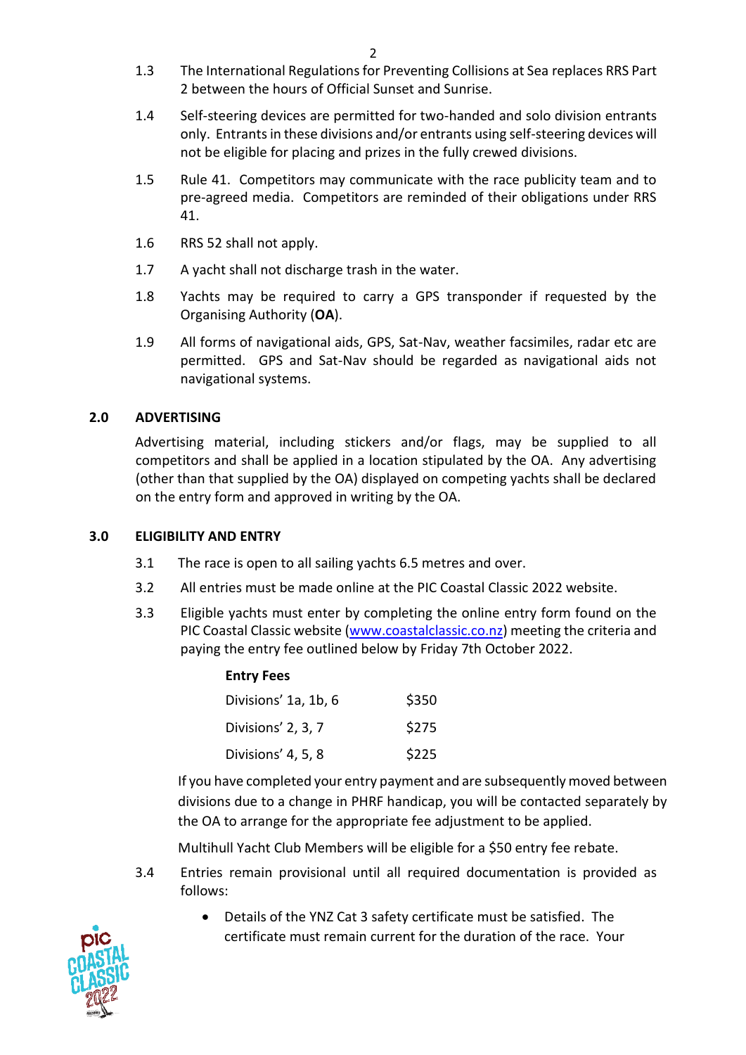1.3 The International Regulations for Preventing Collisions at Sea replaces RRS Part 2 between the hours of Official Sunset and Sunrise.

1.4 Self-steering devices are permitted for two-handed and solo division entrants only. Entrants in these divisions and/or entrants using self-steering devices will not be eligible for placing and prizes in the fully crewed divisions.

1.5 Rule 41. Competitors may communicate with the race publicity team and to pre-agreed media. Competitors are reminded of their obligations under RRS 41.

1.6 RRS 52 shall not apply.

1.7 A yacht shall not discharge trash in the water.

1.8 Yachts may be required to carry a GPS transponder if requested by the Organising Authority (**OA**).

1.9 All forms of navigational aids, GPS, Sat-Nav, weather facsimiles, radar etc are permitted. GPS and Sat-Nav should be regarded as navigational aids not navigational systems.

## 2.0 ADVERTISING

Advertising material, including stickers and/or flags, may be supplied to all competitors and shall be applied in a location stipulated by the OA. Any advertising (other than that supplied by the OA) displayed on competing yachts shall be declared on the entry form and approved in writing by the OA.

## 3.0 ELIGIBILITY AND ENTRY

3.1 The race is open to all sailing yachts 6.5 metres and over.

3.2 All entries must be made online at the PIC Coastal Classic 2022 website.

3.3 Eligible yachts must enter by completing the online entry form found on the PIC Coastal Classic website (www.coastalclassic.co.nz) meeting the criteria and paying the entry fee outlined below by Friday 7th October 2022.

**Entry Fees**

| | |
|---|---|
| Divisions' 1a, 1b, 6 | $350 |
| Divisions' 2, 3, 7 | $275 |
| Divisions' 4, 5, 8 | $225 |

If you have completed your entry payment and are subsequently moved between divisions due to a change in PHRF handicap, you will be contacted separately by the OA to arrange for the appropriate fee adjustment to be applied.

Multihull Yacht Club Members will be eligible for a $50 entry fee rebate.

3.4 Entries remain provisional until all required documentation is provided as follows:

- Details of the YNZ Cat 3 safety certificate must be satisfied. The certificate must remain current for the duration of the race. Your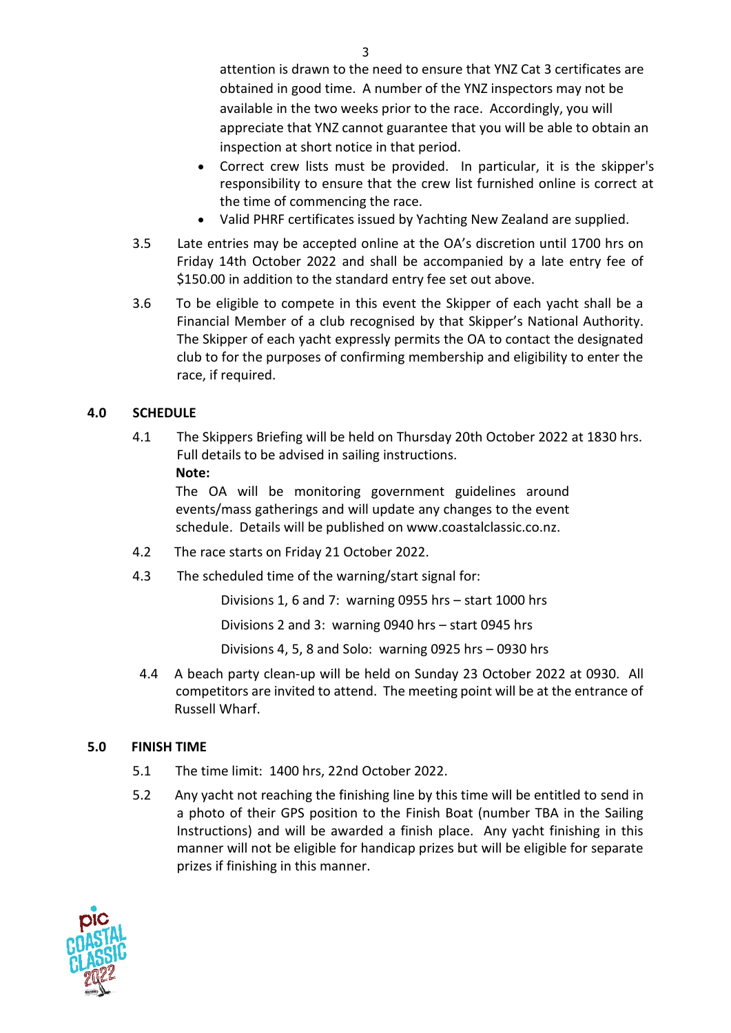attention is drawn to the need to ensure that YNZ Cat 3 certificates are obtained in good time. A number of the YNZ inspectors may not be available in the two weeks prior to the race. Accordingly, you will appreciate that YNZ cannot guarantee that you will be able to obtain an inspection at short notice in that period.

- Correct crew lists must be provided. In particular, it is the skipper's responsibility to ensure that the crew list furnished online is correct at the time of commencing the race.
- Valid PHRF certificates issued by Yachting New Zealand are supplied.

3.5 Late entries may be accepted online at the OA's discretion until 1700 hrs on Friday 14th October 2022 and shall be accompanied by a late entry fee of $150.00 in addition to the standard entry fee set out above.

3.6 To be eligible to compete in this event the Skipper of each yacht shall be a Financial Member of a club recognised by that Skipper's National Authority. The Skipper of each yacht expressly permits the OA to contact the designated club to for the purposes of confirming membership and eligibility to enter the race, if required.

## 4.0 SCHEDULE

4.1 The Skippers Briefing will be held on Thursday 20th October 2022 at 1830 hrs. Full details to be advised in sailing instructions.

**Note:**

The OA will be monitoring government guidelines around events/mass gatherings and will update any changes to the event schedule. Details will be published on www.coastalclassic.co.nz.

4.2 The race starts on Friday 21 October 2022.

4.3 The scheduled time of the warning/start signal for:

Divisions 1, 6 and 7: warning 0955 hrs – start 1000 hrs

Divisions 2 and 3: warning 0940 hrs – start 0945 hrs

Divisions 4, 5, 8 and Solo: warning 0925 hrs – 0930 hrs

4.4 A beach party clean-up will be held on Sunday 23 October 2022 at 0930. All competitors are invited to attend. The meeting point will be at the entrance of Russell Wharf.

## 5.0 FINISH TIME

5.1 The time limit: 1400 hrs, 22nd October 2022.

5.2 Any yacht not reaching the finishing line by this time will be entitled to send in a photo of their GPS position to the Finish Boat (number TBA in the Sailing Instructions) and will be awarded a finish place. Any yacht finishing in this manner will not be eligible for handicap prizes but will be eligible for separate prizes if finishing in this manner.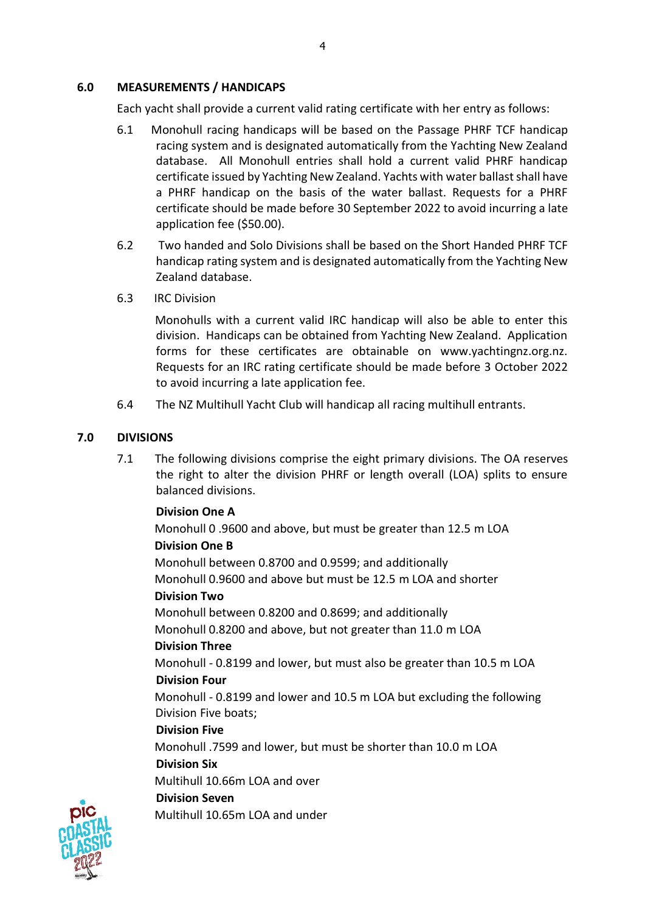## 6.0 MEASUREMENTS / HANDICAPS

Each yacht shall provide a current valid rating certificate with her entry as follows:

6.1 Monohull racing handicaps will be based on the Passage PHRF TCF handicap racing system and is designated automatically from the Yachting New Zealand database. All Monohull entries shall hold a current valid PHRF handicap certificate issued by Yachting New Zealand. Yachts with water ballast shall have a PHRF handicap on the basis of the water ballast. Requests for a PHRF certificate should be made before 30 September 2022 to avoid incurring a late application fee ($50.00).

6.2 Two handed and Solo Divisions shall be based on the Short Handed PHRF TCF handicap rating system and is designated automatically from the Yachting New Zealand database.

6.3 IRC Division

Monohulls with a current valid IRC handicap will also be able to enter this division. Handicaps can be obtained from Yachting New Zealand. Application forms for these certificates are obtainable on www.yachtingnz.org.nz. Requests for an IRC rating certificate should be made before 3 October 2022 to avoid incurring a late application fee.

6.4 The NZ Multihull Yacht Club will handicap all racing multihull entrants.

## 7.0 DIVISIONS

7.1 The following divisions comprise the eight primary divisions. The OA reserves the right to alter the division PHRF or length overall (LOA) splits to ensure balanced divisions.

**Division One A**
Monohull 0 .9600 and above, but must be greater than 12.5 m LOA

**Division One B**
Monohull between 0.8700 and 0.9599; and additionally
Monohull 0.9600 and above but must be 12.5 m LOA and shorter

**Division Two**
Monohull between 0.8200 and 0.8699; and additionally
Monohull 0.8200 and above, but not greater than 11.0 m LOA

**Division Three**
Monohull - 0.8199 and lower, but must also be greater than 10.5 m LOA

**Division Four**
Monohull - 0.8199 and lower and 10.5 m LOA but excluding the following Division Five boats;

**Division Five**
Monohull .7599 and lower, but must be shorter than 10.0 m LOA

**Division Six**
Multihull 10.66m LOA and over

**Division Seven**
Multihull 10.65m LOA and under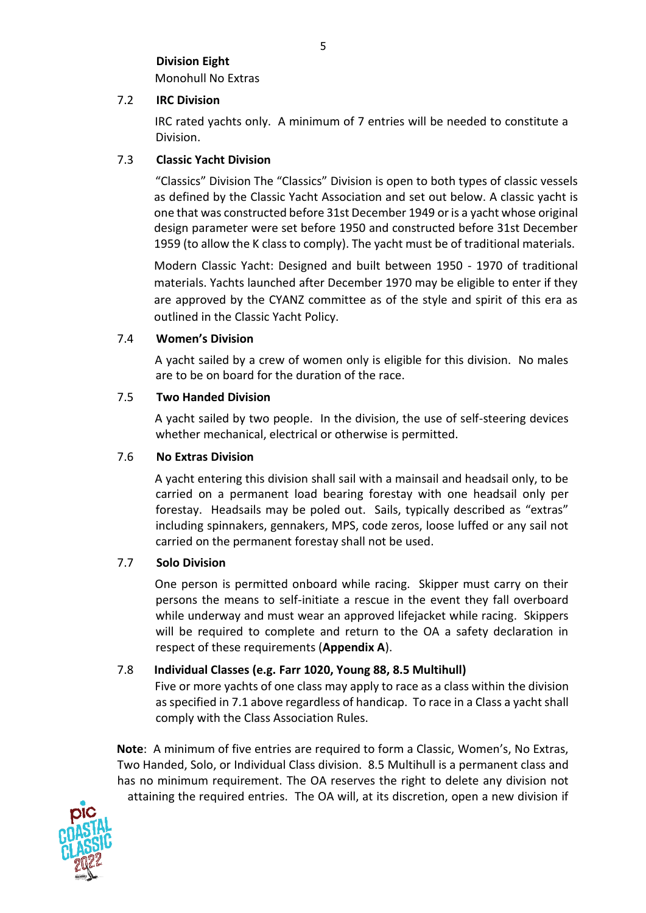**Division Eight**
Monohull No Extras

### 7.2 IRC Division

IRC rated yachts only. A minimum of 7 entries will be needed to constitute a Division.

### 7.3 Classic Yacht Division

"Classics" Division The "Classics" Division is open to both types of classic vessels as defined by the Classic Yacht Association and set out below. A classic yacht is one that was constructed before 31st December 1949 or is a yacht whose original design parameter were set before 1950 and constructed before 31st December 1959 (to allow the K class to comply). The yacht must be of traditional materials.

Modern Classic Yacht: Designed and built between 1950 - 1970 of traditional materials. Yachts launched after December 1970 may be eligible to enter if they are approved by the CYANZ committee as of the style and spirit of this era as outlined in the Classic Yacht Policy.

### 7.4 Women's Division

A yacht sailed by a crew of women only is eligible for this division. No males are to be on board for the duration of the race.

### 7.5 Two Handed Division

A yacht sailed by two people. In the division, the use of self-steering devices whether mechanical, electrical or otherwise is permitted.

### 7.6 No Extras Division

A yacht entering this division shall sail with a mainsail and headsail only, to be carried on a permanent load bearing forestay with one headsail only per forestay. Headsails may be poled out. Sails, typically described as "extras" including spinnakers, gennakers, MPS, code zeros, loose luffed or any sail not carried on the permanent forestay shall not be used.

### 7.7 Solo Division

One person is permitted onboard while racing. Skipper must carry on their persons the means to self-initiate a rescue in the event they fall overboard while underway and must wear an approved lifejacket while racing. Skippers will be required to complete and return to the OA a safety declaration in respect of these requirements (**Appendix A**).

### 7.8 Individual Classes (e.g. Farr 1020, Young 88, 8.5 Multihull)

Five or more yachts of one class may apply to race as a class within the division as specified in 7.1 above regardless of handicap. To race in a Class a yacht shall comply with the Class Association Rules.

**Note**: A minimum of five entries are required to form a Classic, Women's, No Extras, Two Handed, Solo, or Individual Class division. 8.5 Multihull is a permanent class and has no minimum requirement. The OA reserves the right to delete any division not attaining the required entries. The OA will, at its discretion, open a new division if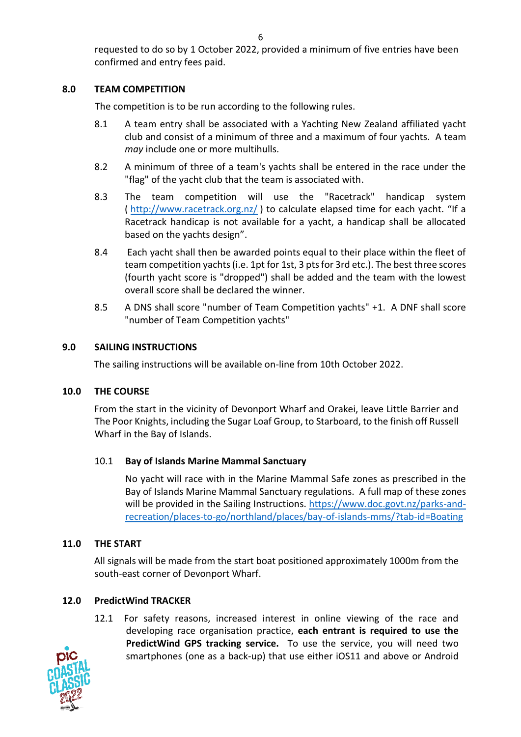requested to do so by 1 October 2022, provided a minimum of five entries have been confirmed and entry fees paid.

## 8.0 TEAM COMPETITION

The competition is to be run according to the following rules.

8.1 A team entry shall be associated with a Yachting New Zealand affiliated yacht club and consist of a minimum of three and a maximum of four yachts. A team *may* include one or more multihulls.

8.2 A minimum of three of a team's yachts shall be entered in the race under the "flag" of the yacht club that the team is associated with.

8.3 The team competition will use the "Racetrack" handicap system ( [http://www.racetrack.org.nz/](http://www.racetrack.org.nz/) ) to calculate elapsed time for each yacht. "If a Racetrack handicap is not available for a yacht, a handicap shall be allocated based on the yachts design".

8.4 Each yacht shall then be awarded points equal to their place within the fleet of team competition yachts (i.e. 1pt for 1st, 3 pts for 3rd etc.). The best three scores (fourth yacht score is "dropped") shall be added and the team with the lowest overall score shall be declared the winner.

8.5 A DNS shall score "number of Team Competition yachts" +1. A DNF shall score "number of Team Competition yachts"

## 9.0 SAILING INSTRUCTIONS

The sailing instructions will be available on-line from 10th October 2022.

## 10.0 THE COURSE

From the start in the vicinity of Devonport Wharf and Orakei, leave Little Barrier and The Poor Knights, including the Sugar Loaf Group, to Starboard, to the finish off Russell Wharf in the Bay of Islands.

### 10.1 Bay of Islands Marine Mammal Sanctuary

No yacht will race with in the Marine Mammal Safe zones as prescribed in the Bay of Islands Marine Mammal Sanctuary regulations. A full map of these zones will be provided in the Sailing Instructions. [https://www.doc.govt.nz/parks-and-recreation/places-to-go/northland/places/bay-of-islands-mms/?tab-id=Boating](https://www.doc.govt.nz/parks-and-recreation/places-to-go/northland/places/bay-of-islands-mms/?tab-id=Boating)

## 11.0 THE START

All signals will be made from the start boat positioned approximately 1000m from the south-east corner of Devonport Wharf.

## 12.0 PredictWind TRACKER

12.1 For safety reasons, increased interest in online viewing of the race and developing race organisation practice, **each entrant is required to use the PredictWind GPS tracking service.** To use the service, you will need two smartphones (one as a back-up) that use either iOS11 and above or Android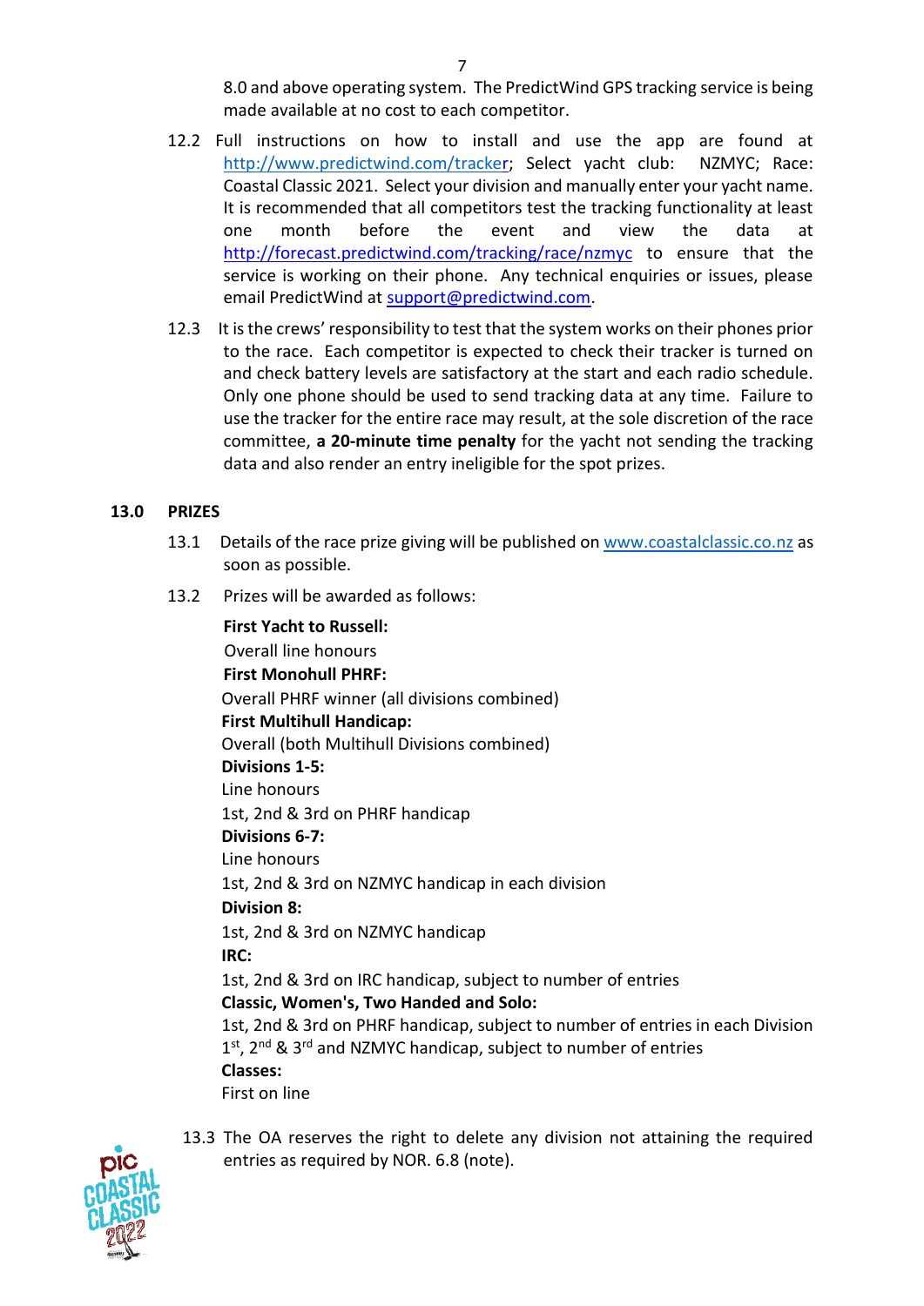8.0 and above operating system. The PredictWind GPS tracking service is being made available at no cost to each competitor.

12.2 Full instructions on how to install and use the app are found at http://www.predictwind.com/tracker; Select yacht club: NZMYC; Race: Coastal Classic 2021. Select your division and manually enter your yacht name. It is recommended that all competitors test the tracking functionality at least one month before the event and view the data at http://forecast.predictwind.com/tracking/race/nzmyc to ensure that the service is working on their phone. Any technical enquiries or issues, please email PredictWind at support@predictwind.com.

12.3 It is the crews' responsibility to test that the system works on their phones prior to the race. Each competitor is expected to check their tracker is turned on and check battery levels are satisfactory at the start and each radio schedule. Only one phone should be used to send tracking data at any time. Failure to use the tracker for the entire race may result, at the sole discretion of the race committee, **a 20-minute time penalty** for the yacht not sending the tracking data and also render an entry ineligible for the spot prizes.

## 13.0 PRIZES

13.1 Details of the race prize giving will be published on www.coastalclassic.co.nz as soon as possible.

13.2 Prizes will be awarded as follows:

**First Yacht to Russell:**
Overall line honours
**First Monohull PHRF:**
Overall PHRF winner (all divisions combined)
**First Multihull Handicap:**
Overall (both Multihull Divisions combined)
**Divisions 1-5:**
Line honours
1st, 2nd & 3rd on PHRF handicap
**Divisions 6-7:**
Line honours
1st, 2nd & 3rd on NZMYC handicap in each division
**Division 8:**
1st, 2nd & 3rd on NZMYC handicap
**IRC:**
1st, 2nd & 3rd on IRC handicap, subject to number of entries
**Classic, Women's, Two Handed and Solo:**
1st, 2nd & 3rd on PHRF handicap, subject to number of entries in each Division
1st, 2nd & 3rd and NZMYC handicap, subject to number of entries
**Classes:**
First on line

13.3 The OA reserves the right to delete any division not attaining the required entries as required by NOR. 6.8 (note).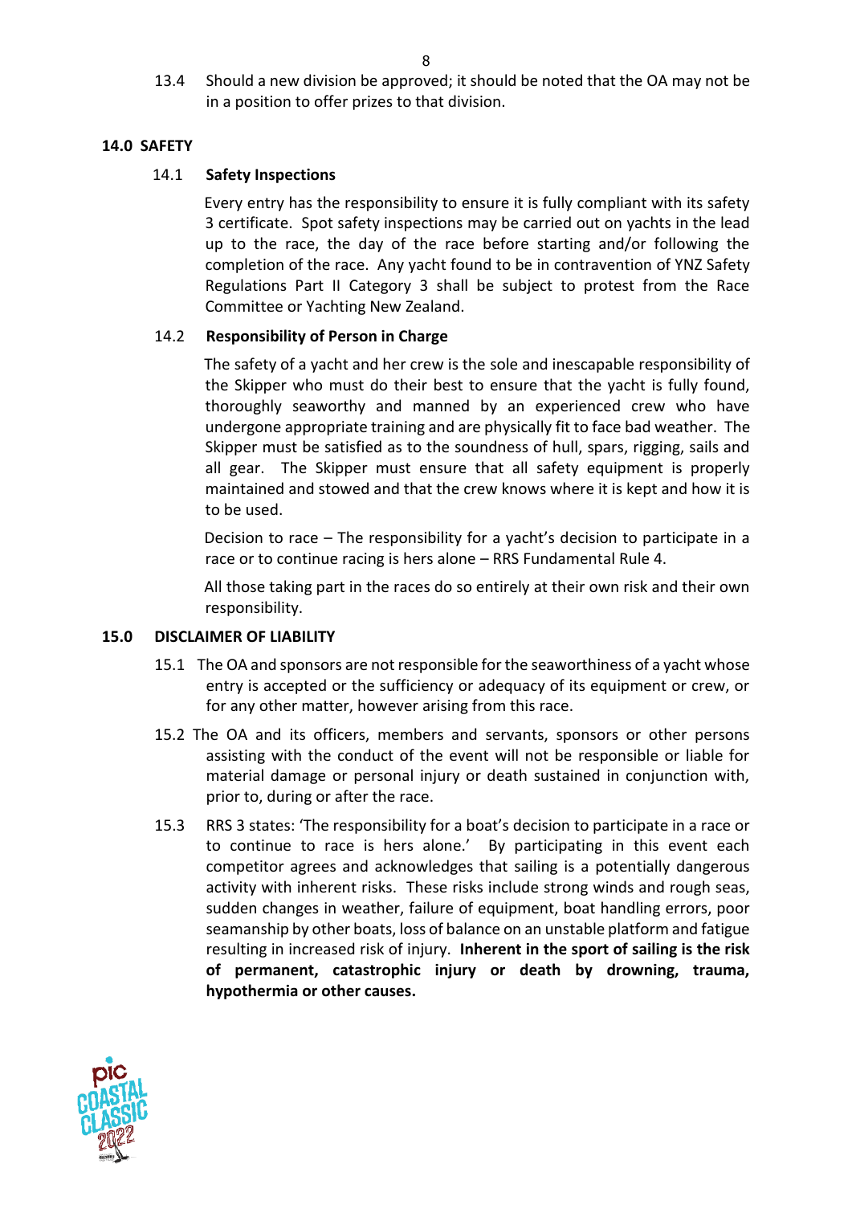13.4 Should a new division be approved; it should be noted that the OA may not be in a position to offer prizes to that division.

## 14.0 SAFETY

### 14.1 Safety Inspections

Every entry has the responsibility to ensure it is fully compliant with its safety 3 certificate. Spot safety inspections may be carried out on yachts in the lead up to the race, the day of the race before starting and/or following the completion of the race. Any yacht found to be in contravention of YNZ Safety Regulations Part II Category 3 shall be subject to protest from the Race Committee or Yachting New Zealand.

### 14.2 Responsibility of Person in Charge

The safety of a yacht and her crew is the sole and inescapable responsibility of the Skipper who must do their best to ensure that the yacht is fully found, thoroughly seaworthy and manned by an experienced crew who have undergone appropriate training and are physically fit to face bad weather. The Skipper must be satisfied as to the soundness of hull, spars, rigging, sails and all gear. The Skipper must ensure that all safety equipment is properly maintained and stowed and that the crew knows where it is kept and how it is to be used.

Decision to race – The responsibility for a yacht's decision to participate in a race or to continue racing is hers alone – RRS Fundamental Rule 4.

All those taking part in the races do so entirely at their own risk and their own responsibility.

## 15.0 DISCLAIMER OF LIABILITY

15.1 The OA and sponsors are not responsible for the seaworthiness of a yacht whose entry is accepted or the sufficiency or adequacy of its equipment or crew, or for any other matter, however arising from this race.

15.2 The OA and its officers, members and servants, sponsors or other persons assisting with the conduct of the event will not be responsible or liable for material damage or personal injury or death sustained in conjunction with, prior to, during or after the race.

15.3 RRS 3 states: 'The responsibility for a boat's decision to participate in a race or to continue to race is hers alone.' By participating in this event each competitor agrees and acknowledges that sailing is a potentially dangerous activity with inherent risks. These risks include strong winds and rough seas, sudden changes in weather, failure of equipment, boat handling errors, poor seamanship by other boats, loss of balance on an unstable platform and fatigue resulting in increased risk of injury. **Inherent in the sport of sailing is the risk of permanent, catastrophic injury or death by drowning, trauma, hypothermia or other causes.**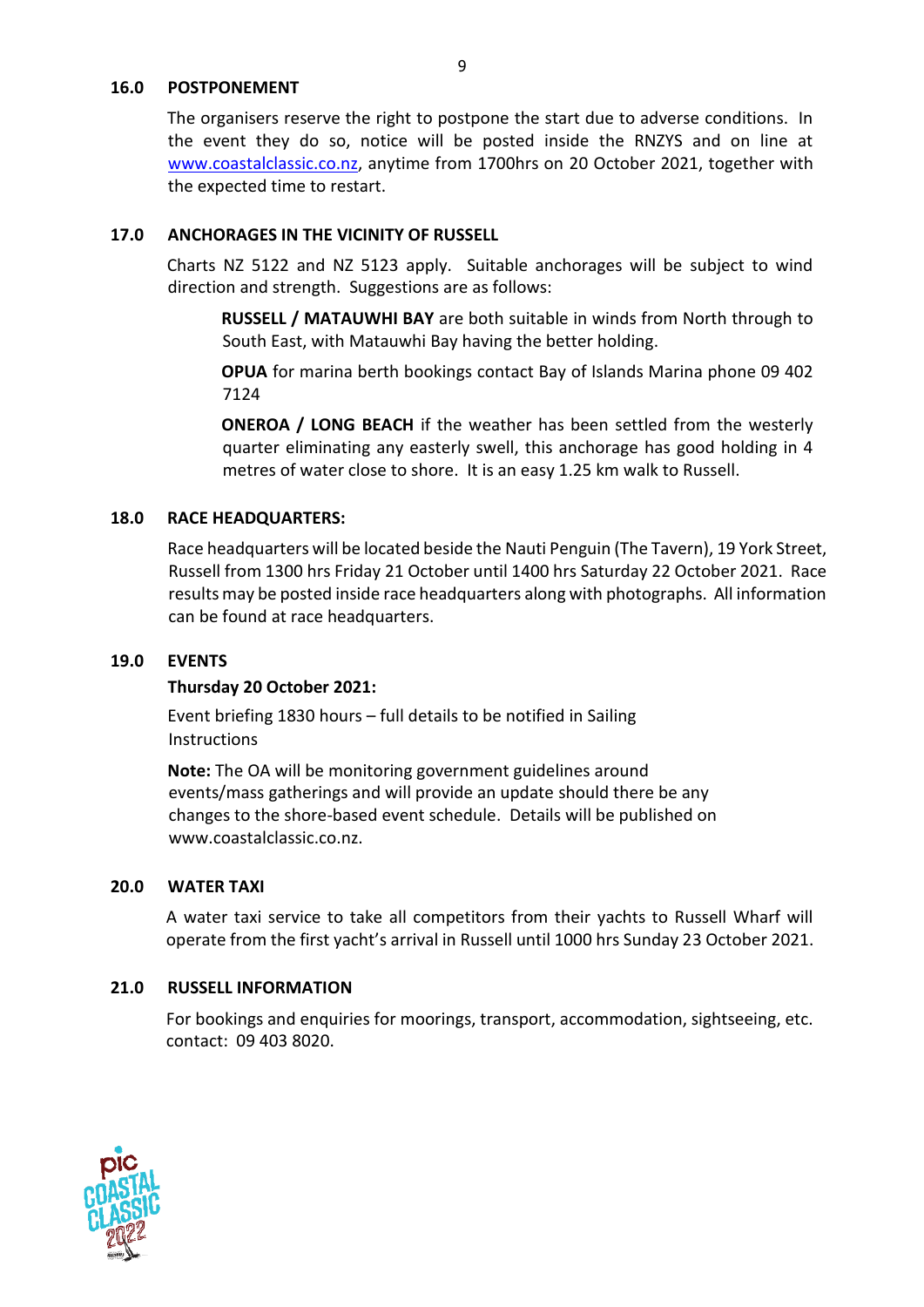## 16.0 POSTPONEMENT

The organisers reserve the right to postpone the start due to adverse conditions. In the event they do so, notice will be posted inside the RNZYS and on line at [www.coastalclassic.co.nz](www.coastalclassic.co.nz), anytime from 1700hrs on 20 October 2021, together with the expected time to restart.

## 17.0 ANCHORAGES IN THE VICINITY OF RUSSELL

Charts NZ 5122 and NZ 5123 apply. Suitable anchorages will be subject to wind direction and strength. Suggestions are as follows:

**RUSSELL / MATAUWHI BAY** are both suitable in winds from North through to South East, with Matauwhi Bay having the better holding.

**OPUA** for marina berth bookings contact Bay of Islands Marina phone 09 402 7124

**ONEROA / LONG BEACH** if the weather has been settled from the westerly quarter eliminating any easterly swell, this anchorage has good holding in 4 metres of water close to shore. It is an easy 1.25 km walk to Russell.

## 18.0 RACE HEADQUARTERS:

Race headquarters will be located beside the Nauti Penguin (The Tavern), 19 York Street, Russell from 1300 hrs Friday 21 October until 1400 hrs Saturday 22 October 2021. Race results may be posted inside race headquarters along with photographs. All information can be found at race headquarters.

## 19.0 EVENTS

**Thursday 20 October 2021:**

Event briefing 1830 hours – full details to be notified in Sailing Instructions

**Note:** The OA will be monitoring government guidelines around events/mass gatherings and will provide an update should there be any changes to the shore-based event schedule. Details will be published on www.coastalclassic.co.nz.

## 20.0 WATER TAXI

A water taxi service to take all competitors from their yachts to Russell Wharf will operate from the first yacht's arrival in Russell until 1000 hrs Sunday 23 October 2021.

## 21.0 RUSSELL INFORMATION

For bookings and enquiries for moorings, transport, accommodation, sightseeing, etc. contact: 09 403 8020.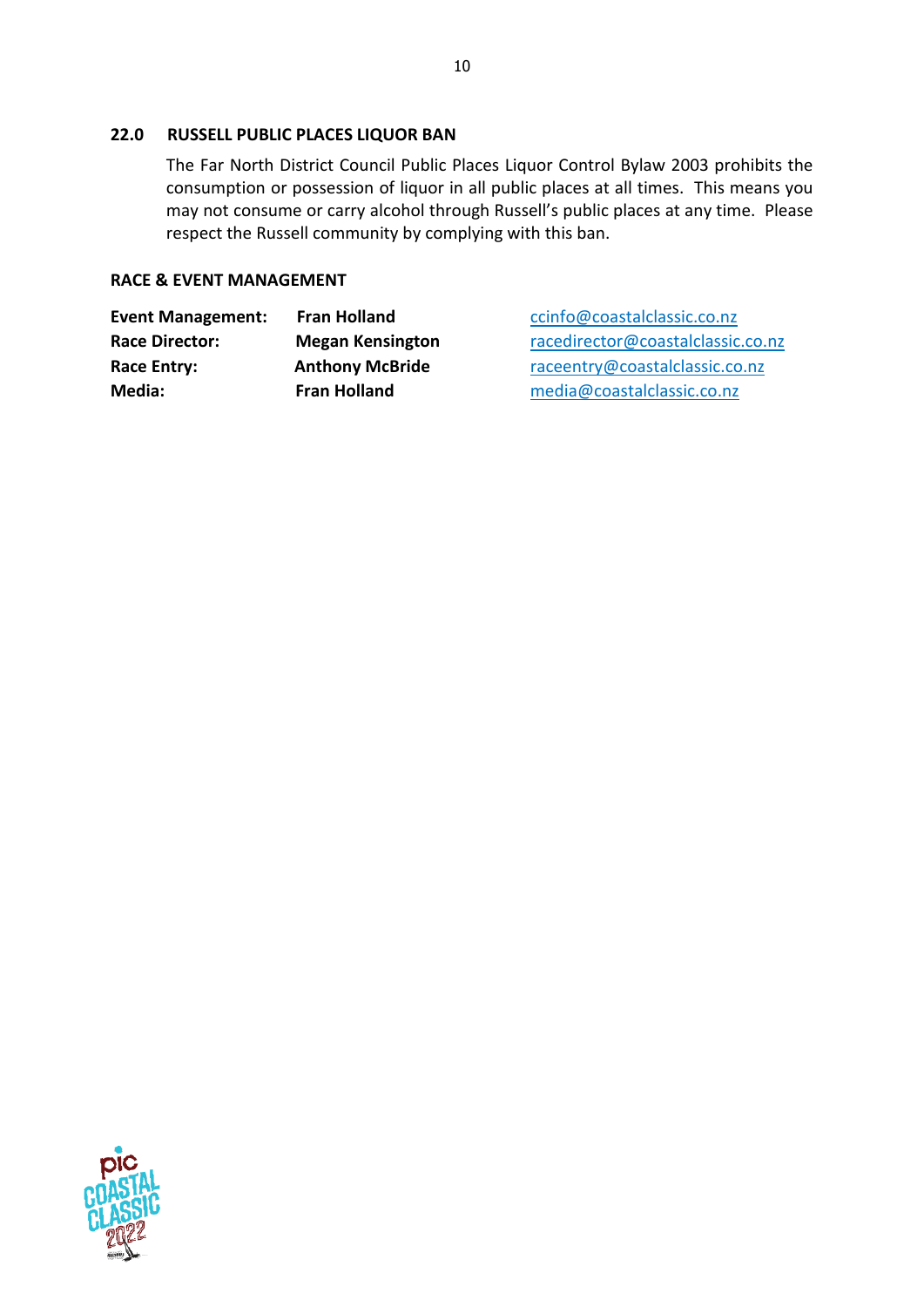## 22.0 RUSSELL PUBLIC PLACES LIQUOR BAN

The Far North District Council Public Places Liquor Control Bylaw 2003 prohibits the consumption or possession of liquor in all public places at all times. This means you may not consume or carry alcohol through Russell's public places at any time. Please respect the Russell community by complying with this ban.

## RACE & EVENT MANAGEMENT

| | | |
|---|---|---|
| **Event Management:** | **Fran Holland** | ccinfo@coastalclassic.co.nz |
| **Race Director:** | **Megan Kensington** | racedirector@coastalclassic.co.nz |
| **Race Entry:** | **Anthony McBride** | raceentry@coastalclassic.co.nz |
| **Media:** | **Fran Holland** | media@coastalclassic.co.nz |